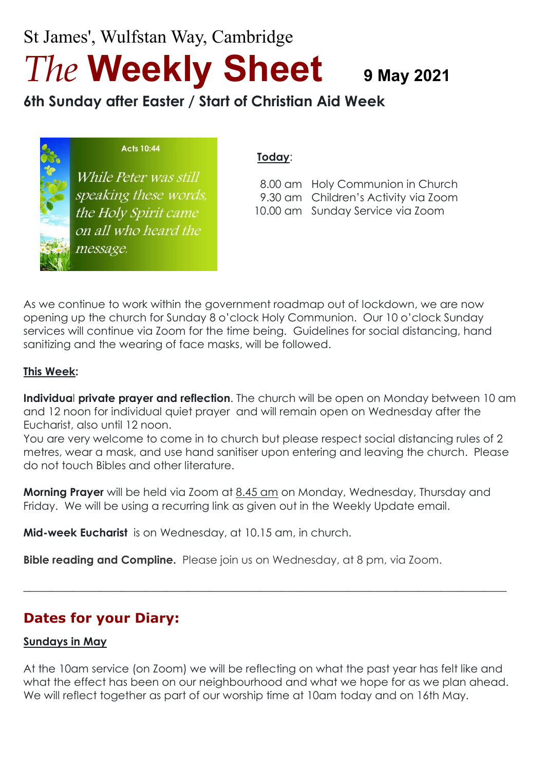St James', Wulfstan Way, Cambridge

# *The* Weekly Sheet 9 May 2021

## 6th Sunday after Easter / Start of Christian Aid Week

Acts 10:44

*While Peter was still speaking these words, the Holy Spirit came on all who heard the message.*

**Today**:

| | |
|---|---|
| 8.00 am | Holy Communion in Church |
| 9.30 am | Children's Activity via Zoom |
| 10.00 am | Sunday Service via Zoom |

As we continue to work within the government roadmap out of lockdown, we are now opening up the church for Sunday 8 o'clock Holy Communion. Our 10 o'clock Sunday services will continue via Zoom for the time being. Guidelines for social distancing, hand sanitizing and the wearing of face masks, will be followed.

**This Week:**

**Individual private prayer and reflection**. The church will be open on Monday between 10 am and 12 noon for individual quiet prayer and will remain open on Wednesday after the Eucharist, also until 12 noon.
You are very welcome to come in to church but please respect social distancing rules of 2 metres, wear a mask, and use hand sanitiser upon entering and leaving the church. Please do not touch Bibles and other literature.

**Morning Prayer** will be held via Zoom at 8.45 am on Monday, Wednesday, Thursday and Friday. We will be using a recurring link as given out in the Weekly Update email.

**Mid-week Eucharist** is on Wednesday, at 10.15 am, in church.

**Bible reading and Compline.** Please join us on Wednesday, at 8 pm, via Zoom.

---

## Dates for your Diary:

**Sundays in May**

At the 10am service (on Zoom) we will be reflecting on what the past year has felt like and what the effect has been on our neighbourhood and what we hope for as we plan ahead. We will reflect together as part of our worship time at 10am today and on 16th May.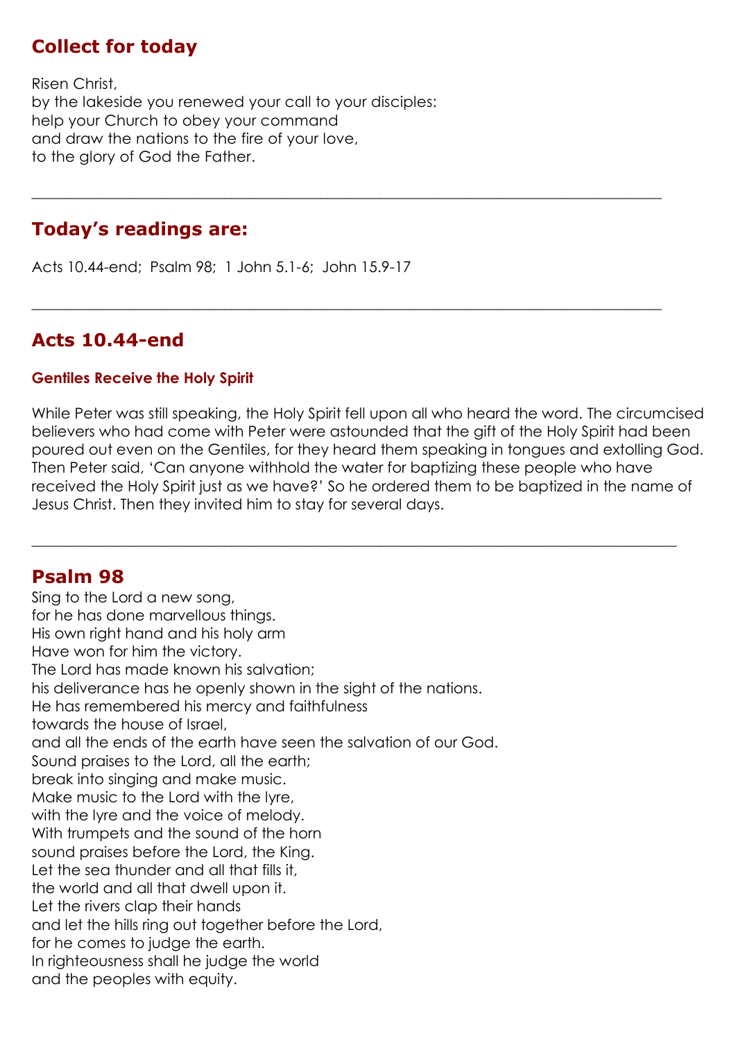## Collect for today

Risen Christ,
by the lakeside you renewed your call to your disciples:
help your Church to obey your command
and draw the nations to the fire of your love,
to the glory of God the Father.

---

## Today's readings are:

Acts 10.44-end; Psalm 98; 1 John 5.1-6; John 15.9-17

---

## Acts 10.44-end

### Gentiles Receive the Holy Spirit

While Peter was still speaking, the Holy Spirit fell upon all who heard the word. The circumcised believers who had come with Peter were astounded that the gift of the Holy Spirit had been poured out even on the Gentiles, for they heard them speaking in tongues and extolling God. Then Peter said, 'Can anyone withhold the water for baptizing these people who have received the Holy Spirit just as we have?' So he ordered them to be baptized in the name of Jesus Christ. Then they invited him to stay for several days.

---

## Psalm 98

Sing to the Lord a new song,
for he has done marvellous things.
His own right hand and his holy arm
Have won for him the victory.
The Lord has made known his salvation;
his deliverance has he openly shown in the sight of the nations.
He has remembered his mercy and faithfulness
towards the house of Israel,
and all the ends of the earth have seen the salvation of our God.
Sound praises to the Lord, all the earth;
break into singing and make music.
Make music to the Lord with the lyre,
with the lyre and the voice of melody.
With trumpets and the sound of the horn
sound praises before the Lord, the King.
Let the sea thunder and all that fills it,
the world and all that dwell upon it.
Let the rivers clap their hands
and let the hills ring out together before the Lord,
for he comes to judge the earth.
In righteousness shall he judge the world
and the peoples with equity.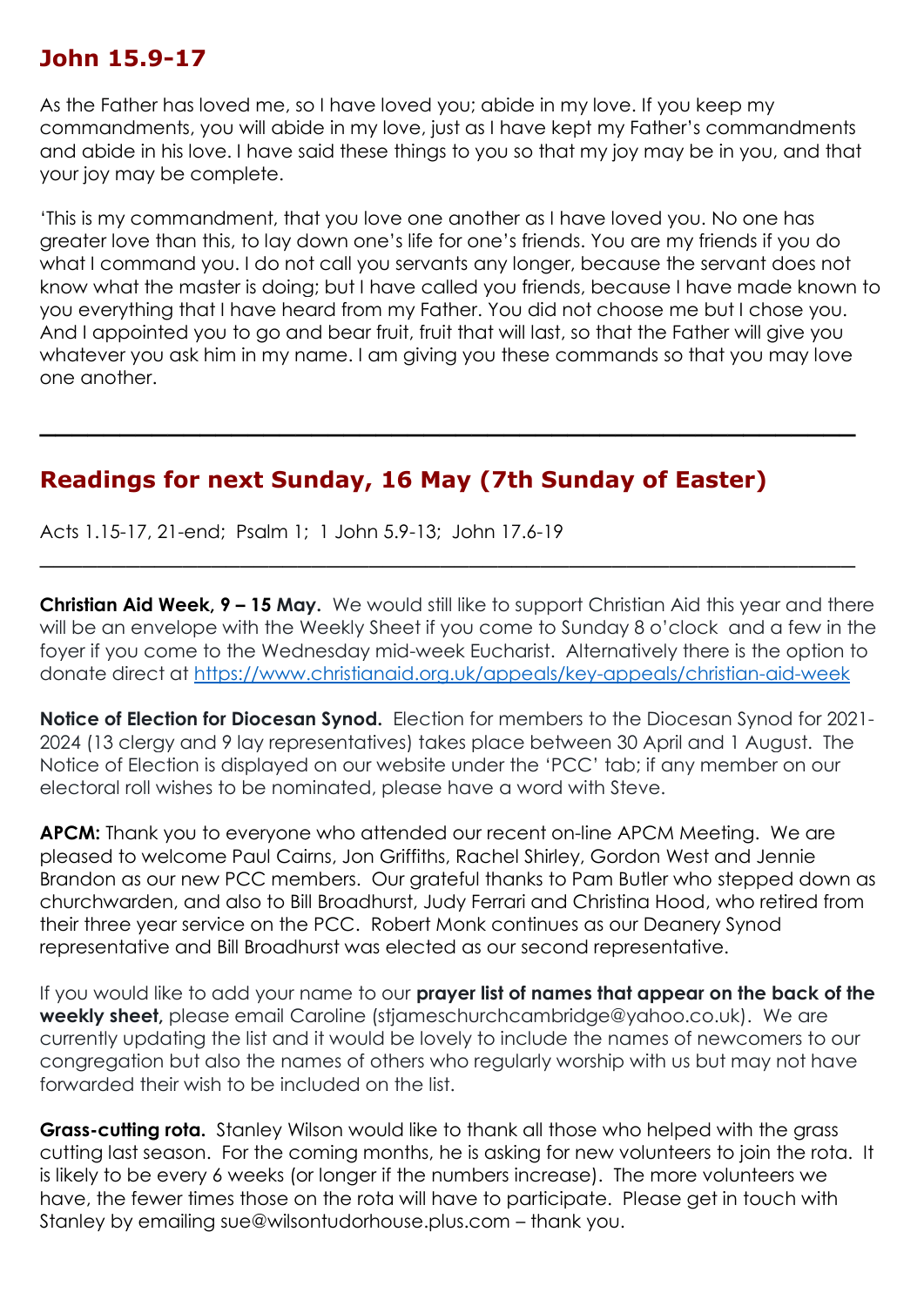## John 15.9-17

As the Father has loved me, so I have loved you; abide in my love. If you keep my commandments, you will abide in my love, just as I have kept my Father's commandments and abide in his love. I have said these things to you so that my joy may be in you, and that your joy may be complete.

'This is my commandment, that you love one another as I have loved you. No one has greater love than this, to lay down one's life for one's friends. You are my friends if you do what I command you. I do not call you servants any longer, because the servant does not know what the master is doing; but I have called you friends, because I have made known to you everything that I have heard from my Father. You did not choose me but I chose you. And I appointed you to go and bear fruit, fruit that will last, so that the Father will give you whatever you ask him in my name. I am giving you these commands so that you may love one another.

---

## Readings for next Sunday, 16 May (7th Sunday of Easter)

Acts 1.15-17, 21-end; Psalm 1; 1 John 5.9-13; John 17.6-19

---

**Christian Aid Week, 9 – 15 May.** We would still like to support Christian Aid this year and there will be an envelope with the Weekly Sheet if you come to Sunday 8 o'clock and a few in the foyer if you come to the Wednesday mid-week Eucharist. Alternatively there is the option to donate direct at https://www.christianaid.org.uk/appeals/key-appeals/christian-aid-week

**Notice of Election for Diocesan Synod.** Election for members to the Diocesan Synod for 2021-2024 (13 clergy and 9 lay representatives) takes place between 30 April and 1 August. The Notice of Election is displayed on our website under the 'PCC' tab; if any member on our electoral roll wishes to be nominated, please have a word with Steve.

**APCM:** Thank you to everyone who attended our recent on-line APCM Meeting. We are pleased to welcome Paul Cairns, Jon Griffiths, Rachel Shirley, Gordon West and Jennie Brandon as our new PCC members. Our grateful thanks to Pam Butler who stepped down as churchwarden, and also to Bill Broadhurst, Judy Ferrari and Christina Hood, who retired from their three year service on the PCC. Robert Monk continues as our Deanery Synod representative and Bill Broadhurst was elected as our second representative.

If you would like to add your name to our **prayer list of names that appear on the back of the weekly sheet,** please email Caroline (stjameschurchcambridge@yahoo.co.uk). We are currently updating the list and it would be lovely to include the names of newcomers to our congregation but also the names of others who regularly worship with us but may not have forwarded their wish to be included on the list.

**Grass-cutting rota.** Stanley Wilson would like to thank all those who helped with the grass cutting last season. For the coming months, he is asking for new volunteers to join the rota. It is likely to be every 6 weeks (or longer if the numbers increase). The more volunteers we have, the fewer times those on the rota will have to participate. Please get in touch with Stanley by emailing sue@wilsontudorhouse.plus.com – thank you.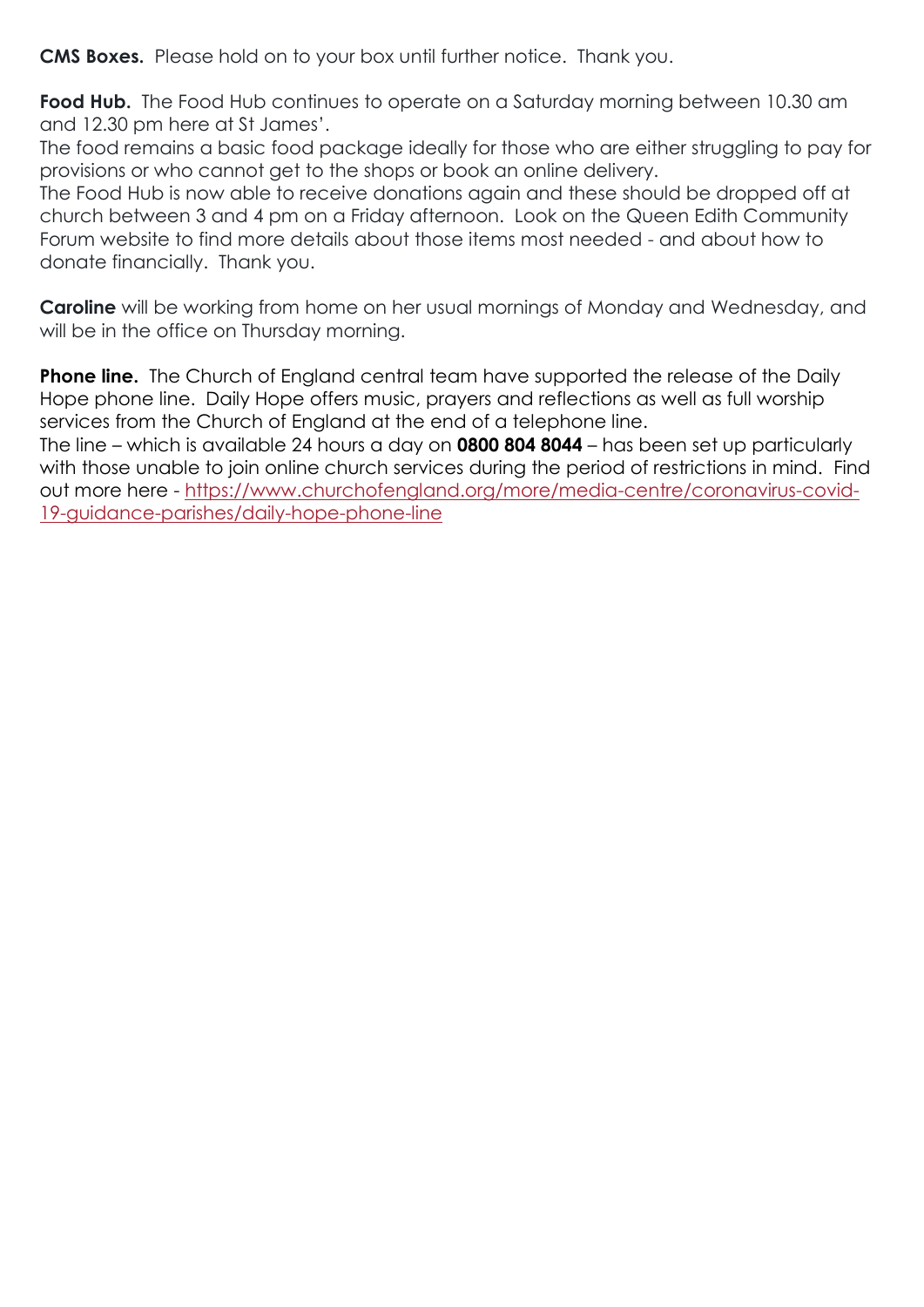**CMS Boxes.** Please hold on to your box until further notice. Thank you.

**Food Hub.** The Food Hub continues to operate on a Saturday morning between 10.30 am and 12.30 pm here at St James'.
The food remains a basic food package ideally for those who are either struggling to pay for provisions or who cannot get to the shops or book an online delivery.
The Food Hub is now able to receive donations again and these should be dropped off at church between 3 and 4 pm on a Friday afternoon. Look on the Queen Edith Community Forum website to find more details about those items most needed - and about how to donate financially. Thank you.

**Caroline** will be working from home on her usual mornings of Monday and Wednesday, and will be in the office on Thursday morning.

**Phone line.** The Church of England central team have supported the release of the Daily Hope phone line. Daily Hope offers music, prayers and reflections as well as full worship services from the Church of England at the end of a telephone line.
The line – which is available 24 hours a day on **0800 804 8044** – has been set up particularly with those unable to join online church services during the period of restrictions in mind. Find out more here - [https://www.churchofengland.org/more/media-centre/coronavirus-covid-19-guidance-parishes/daily-hope-phone-line](https://www.churchofengland.org/more/media-centre/coronavirus-covid-19-guidance-parishes/daily-hope-phone-line)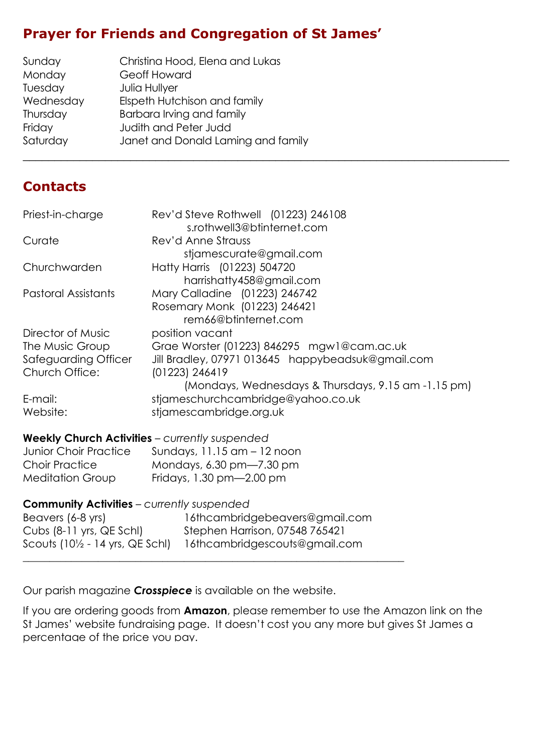## Prayer for Friends and Congregation of St James'

| | |
|---|---|
| Sunday | Christina Hood, Elena and Lukas |
| Monday | Geoff Howard |
| Tuesday | Julia Hullyer |
| Wednesday | Elspeth Hutchison and family |
| Thursday | Barbara Irving and family |
| Friday | Judith and Peter Judd |
| Saturday | Janet and Donald Laming and family |

---

## Contacts

| | |
|---|---|
| Priest-in-charge | Rev'd Steve Rothwell (01223) 246108 s.rothwell3@btinternet.com |
| Curate | Rev'd Anne Strauss stjamescurate@gmail.com |
| Churchwarden | Hatty Harris (01223) 504720 harrishatty458@gmail.com |
| Pastoral Assistants | Mary Calladine (01223) 246742<br>Rosemary Monk (01223) 246421 rem66@btinternet.com |
| Director of Music | position vacant |
| The Music Group | Grae Worster (01223) 846295 mgw1@cam.ac.uk |
| Safeguarding Officer | Jill Bradley, 07971 013645 happybeadsuk@gmail.com |
| Church Office: | (01223) 246419 (Mondays, Wednesdays & Thursdays, 9.15 am -1.15 pm) |
| E-mail: | stjameschurchcambridge@yahoo.co.uk |
| Website: | stjamescambridge.org.uk |

**Weekly Church Activities** – *currently suspended*

| | |
|---|---|
| Junior Choir Practice | Sundays, 11.15 am – 12 noon |
| Choir Practice | Mondays, 6.30 pm—7.30 pm |
| Meditation Group | Fridays, 1.30 pm—2.00 pm |

**Community Activities** – *currently suspended*

| | |
|---|---|
| Beavers (6-8 yrs) | 16thcambridgebeavers@gmail.com |
| Cubs (8-11 yrs, QE Schl) | Stephen Harrison, 07548 765421 |
| Scouts (10½ - 14 yrs, QE Schl) | 16thcambridgescouts@gmail.com |

---

Our parish magazine ***Crosspiece*** is available on the website.

If you are ordering goods from **Amazon**, please remember to use the Amazon link on the St James' website fundraising page. It doesn't cost you any more but gives St James a percentage of the price you pay.